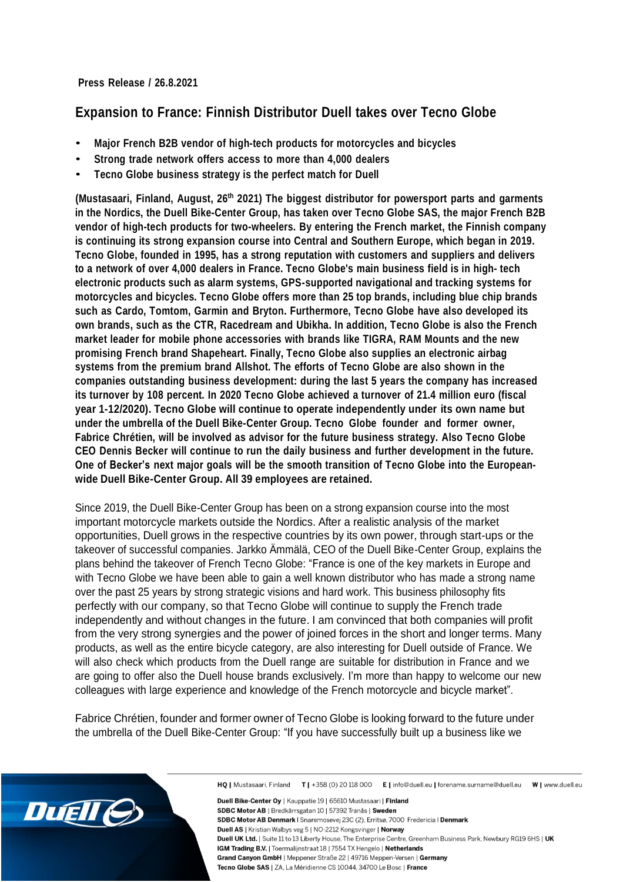**Press Release / 26.8.2021**

# Expansion to France: Finnish Distributor Duell takes over Tecno Globe

- **Major French B2B vendor of high-tech products for motorcycles and bicycles**
- **Strong trade network offers access to more than 4,000 dealers**
- **Tecno Globe business strategy is the perfect match for Duell**

**(Mustasaari, Finland, August, 26th 2021) The biggest distributor for powersport parts and garments in the Nordics, the Duell Bike-Center Group, has taken over Tecno Globe SAS, the major French B2B vendor of high-tech products for two-wheelers. By entering the French market, the Finnish company is continuing its strong expansion course into Central and Southern Europe, which began in 2019. Tecno Globe, founded in 1995, has a strong reputation with customers and suppliers and delivers to a network of over 4,000 dealers in France. Tecno Globe's main business field is in high- tech electronic products such as alarm systems, GPS-supported navigational and tracking systems for motorcycles and bicycles. Tecno Globe offers more than 25 top brands, including blue chip brands such as Cardo, Tomtom, Garmin and Bryton. Furthermore, Tecno Globe have also developed its own brands, such as the CTR, Racedream and Ubikha. In addition, Tecno Globe is also the French market leader for mobile phone accessories with brands like TIGRA, RAM Mounts and the new promising French brand Shapeheart. Finally, Tecno Globe also supplies an electronic airbag systems from the premium brand Allshot. The efforts of Tecno Globe are also shown in the companies outstanding business development: during the last 5 years the company has increased its turnover by 108 percent. In 2020 Tecno Globe achieved a turnover of 21.4 million euro (fiscal year 1-12/2020). Tecno Globe will continue to operate independently under its own name but under the umbrella of the Duell Bike-Center Group. Tecno Globe founder and former owner, Fabrice Chrétien, will be involved as advisor for the future business strategy. Also Tecno Globe CEO Dennis Becker will continue to run the daily business and further development in the future. One of Becker's next major goals will be the smooth transition of Tecno Globe into the European-wide Duell Bike-Center Group. All 39 employees are retained.**

Since 2019, the Duell Bike-Center Group has been on a strong expansion course into the most important motorcycle markets outside the Nordics. After a realistic analysis of the market opportunities, Duell grows in the respective countries by its own power, through start-ups or the takeover of successful companies. Jarkko Ämmälä, CEO of the Duell Bike-Center Group, explains the plans behind the takeover of French Tecno Globe: "France is one of the key markets in Europe and with Tecno Globe we have been able to gain a well known distributor who has made a strong name over the past 25 years by strong strategic visions and hard work. This business philosophy fits perfectly with our company, so that Tecno Globe will continue to supply the French trade independently and without changes in the future. I am convinced that both companies will profit from the very strong synergies and the power of joined forces in the short and longer terms. Many products, as well as the entire bicycle category, are also interesting for Duell outside of France. We will also check which products from the Duell range are suitable for distribution in France and we are going to offer also the Duell house brands exclusively. I'm more than happy to welcome our new colleagues with large experience and knowledge of the French motorcycle and bicycle market".

Fabrice Chrétien, founder and former owner of Tecno Globe is looking forward to the future under the umbrella of the Duell Bike-Center Group: "If you have successfully built up a business like we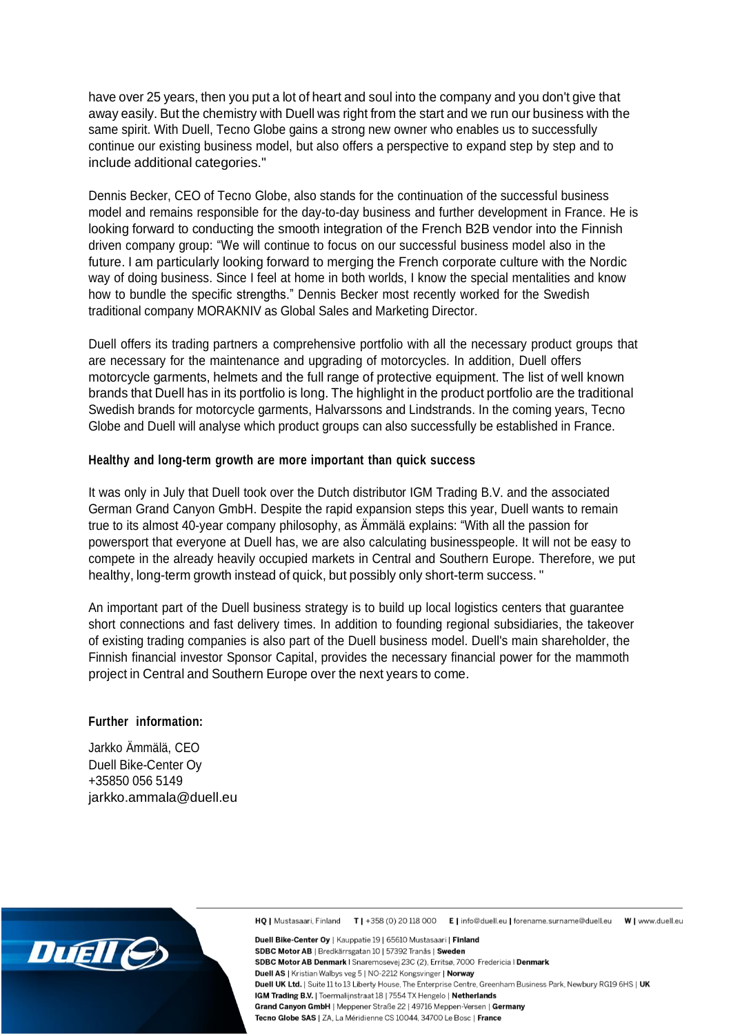have over 25 years, then you put a lot of heart and soul into the company and you don't give that away easily. But the chemistry with Duell was right from the start and we run our business with the same spirit. With Duell, Tecno Globe gains a strong new owner who enables us to successfully continue our existing business model, but also offers a perspective to expand step by step and to include additional categories."

Dennis Becker, CEO of Tecno Globe, also stands for the continuation of the successful business model and remains responsible for the day-to-day business and further development in France. He is looking forward to conducting the smooth integration of the French B2B vendor into the Finnish driven company group: "We will continue to focus on our successful business model also in the future. I am particularly looking forward to merging the French corporate culture with the Nordic way of doing business. Since I feel at home in both worlds, I know the special mentalities and know how to bundle the specific strengths." Dennis Becker most recently worked for the Swedish traditional company MORAKNIV as Global Sales and Marketing Director.

Duell offers its trading partners a comprehensive portfolio with all the necessary product groups that are necessary for the maintenance and upgrading of motorcycles. In addition, Duell offers motorcycle garments, helmets and the full range of protective equipment. The list of well known brands that Duell has in its portfolio is long. The highlight in the product portfolio are the traditional Swedish brands for motorcycle garments, Halvarssons and Lindstrands. In the coming years, Tecno Globe and Duell will analyse which product groups can also successfully be established in France.

**Healthy and long-term growth are more important than quick success**

It was only in July that Duell took over the Dutch distributor IGM Trading B.V. and the associated German Grand Canyon GmbH. Despite the rapid expansion steps this year, Duell wants to remain true to its almost 40-year company philosophy, as Ämmälä explains: "With all the passion for powersport that everyone at Duell has, we are also calculating businesspeople. It will not be easy to compete in the already heavily occupied markets in Central and Southern Europe. Therefore, we put healthy, long-term growth instead of quick, but possibly only short-term success. "

An important part of the Duell business strategy is to build up local logistics centers that guarantee short connections and fast delivery times. In addition to founding regional subsidiaries, the takeover of existing trading companies is also part of the Duell business model. Duell's main shareholder, the Finnish financial investor Sponsor Capital, provides the necessary financial power for the mammoth project in Central and Southern Europe over the next years to come.

**Further information:**

Jarkko Ämmälä, CEO
Duell Bike-Center Oy
+35850 056 5149
jarkko.ammala@duell.eu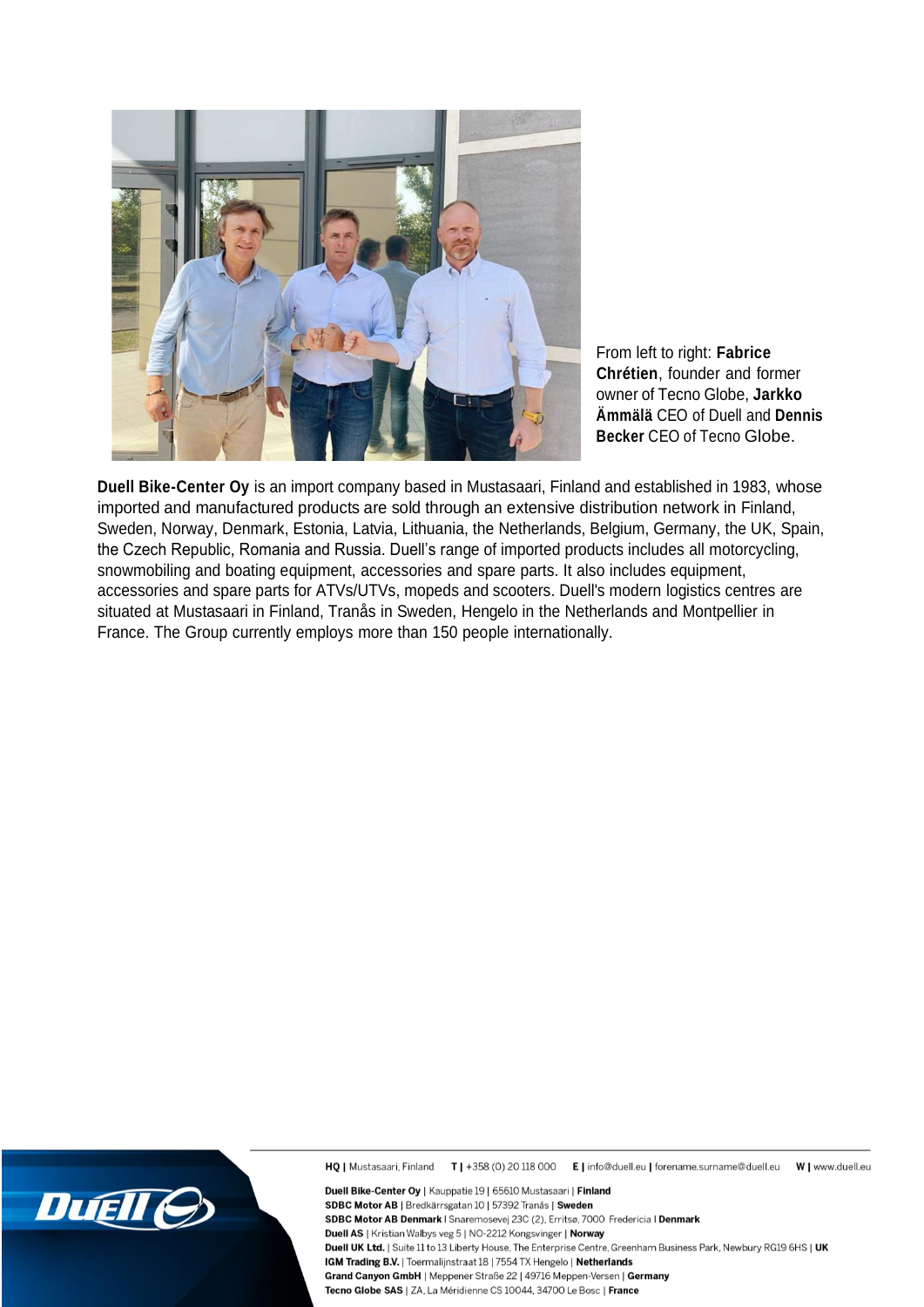From left to right: **Fabrice Chrétien**, founder and former owner of Tecno Globe, **Jarkko Ämmälä** CEO of Duell and **Dennis Becker** CEO of Tecno Globe.

**Duell Bike-Center Oy** is an import company based in Mustasaari, Finland and established in 1983, whose imported and manufactured products are sold through an extensive distribution network in Finland, Sweden, Norway, Denmark, Estonia, Latvia, Lithuania, the Netherlands, Belgium, Germany, the UK, Spain, the Czech Republic, Romania and Russia. Duell's range of imported products includes all motorcycling, snowmobiling and boating equipment, accessories and spare parts. It also includes equipment, accessories and spare parts for ATVs/UTVs, mopeds and scooters. Duell's modern logistics centres are situated at Mustasaari in Finland, Tranås in Sweden, Hengelo in the Netherlands and Montpellier in France. The Group currently employs more than 150 people internationally.

**HQ** | Mustasaari, Finland **T** | +358 (0) 20 118 000 **E** | info@duell.eu | forename.surname@duell.eu **W** | www.duell.eu

**Duell Bike-Center Oy** | Kauppatie 19 | 65610 Mustasaari | **Finland**
**SDBC Motor AB** | Bredkärrsgatan 10 | 57392 Tranås | **Sweden**
**SDBC Motor AB Denmark** | Snaremosevej 23C (2), Erritsø, 7000 Fredericia | **Denmark**
**Duell AS** | Kristian Walbys veg 5 | NO-2212 Kongsvinger | **Norway**
**Duell UK Ltd.** | Suite 11 to 13 Liberty House, The Enterprise Centre, Greenham Business Park, Newbury RG19 6HS | **UK**
**IGM Trading B.V.** | Toermalijnstraat 18 | 7554 TX Hengelo | **Netherlands**
**Grand Canyon GmbH** | Meppener Straße 22 | 49716 Meppen-Versen | **Germany**
**Tecno Globe SAS** | ZA, La Méridienne CS 10044, 34700 Le Bosc | **France**